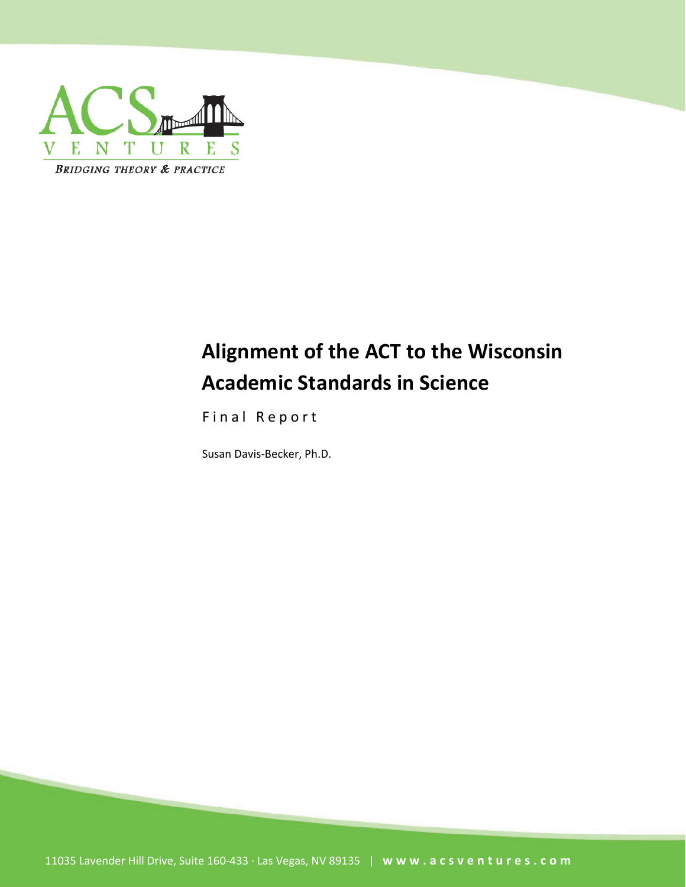ACS VENTURES

BRIDGING THEORY & PRACTICE

# Alignment of the ACT to the Wisconsin Academic Standards in Science

Final Report

Susan Davis-Becker, Ph.D.

11035 Lavender Hill Drive, Suite 160-433 · Las Vegas, NV 89135 | www.acsventures.com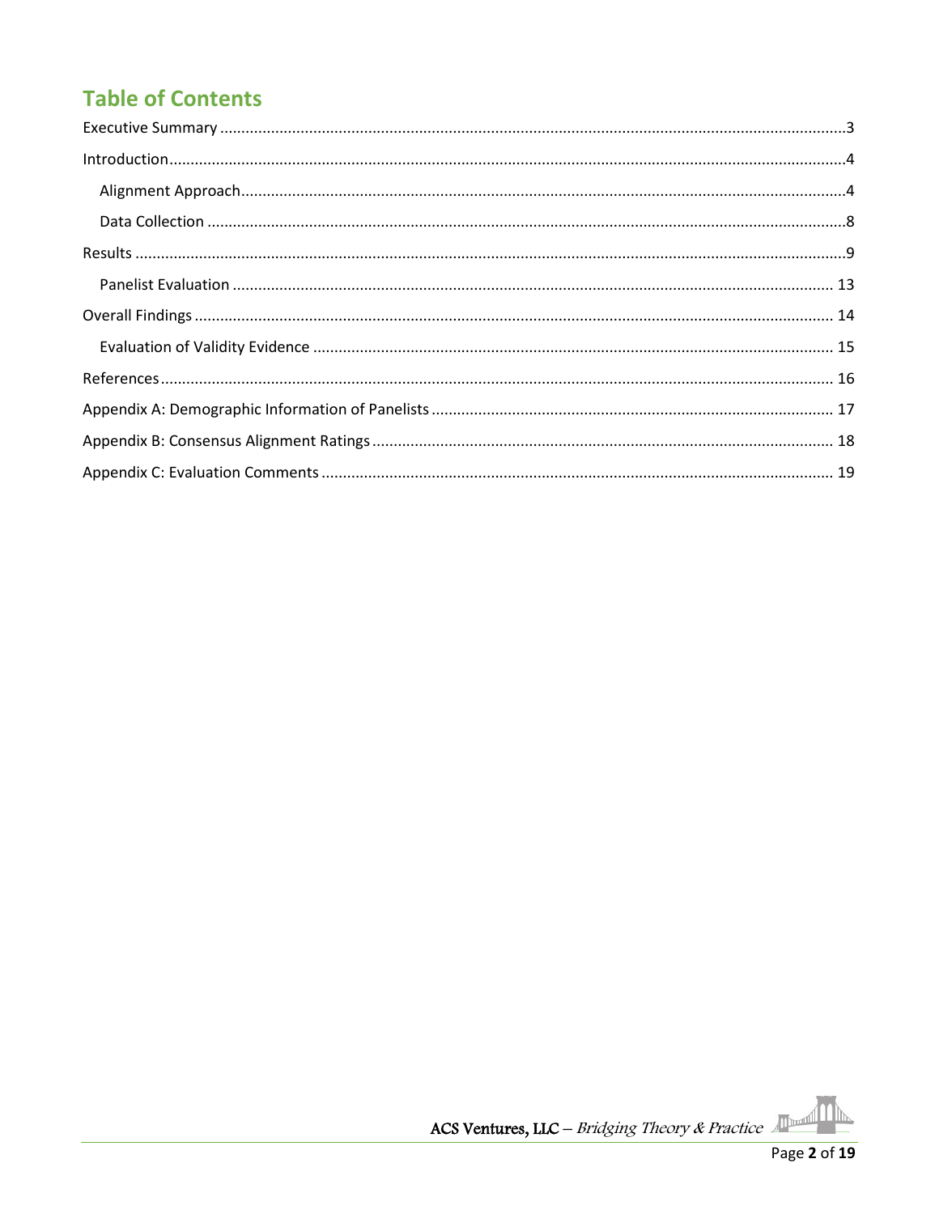# Table of Contents

Executive Summary ....................................................................................................................................3

Introduction................................................................................................................................................4

- Alignment Approach..............................................................................................................................4
- Data Collection ......................................................................................................................................8

Results ........................................................................................................................................................9

- Panelist Evaluation ............................................................................................................................. 13

Overall Findings ...................................................................................................................................... 14

- Evaluation of Validity Evidence .......................................................................................................... 15

References................................................................................................................................................ 16

Appendix A: Demographic Information of Panelists ............................................................................... 17

Appendix B: Consensus Alignment Ratings ............................................................................................. 18

Appendix C: Evaluation Comments ......................................................................................................... 19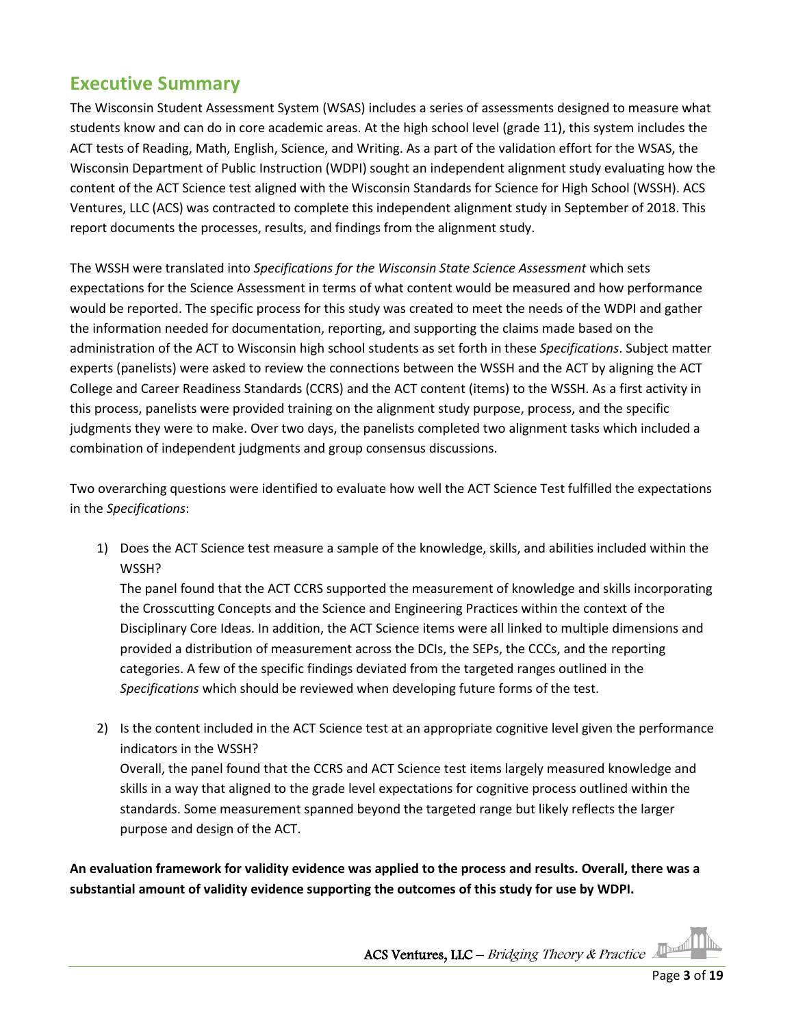## Executive Summary

The Wisconsin Student Assessment System (WSAS) includes a series of assessments designed to measure what students know and can do in core academic areas. At the high school level (grade 11), this system includes the ACT tests of Reading, Math, English, Science, and Writing. As a part of the validation effort for the WSAS, the Wisconsin Department of Public Instruction (WDPI) sought an independent alignment study evaluating how the content of the ACT Science test aligned with the Wisconsin Standards for Science for High School (WSSH). ACS Ventures, LLC (ACS) was contracted to complete this independent alignment study in September of 2018. This report documents the processes, results, and findings from the alignment study.

The WSSH were translated into *Specifications for the Wisconsin State Science Assessment* which sets expectations for the Science Assessment in terms of what content would be measured and how performance would be reported. The specific process for this study was created to meet the needs of the WDPI and gather the information needed for documentation, reporting, and supporting the claims made based on the administration of the ACT to Wisconsin high school students as set forth in these *Specifications*. Subject matter experts (panelists) were asked to review the connections between the WSSH and the ACT by aligning the ACT College and Career Readiness Standards (CCRS) and the ACT content (items) to the WSSH. As a first activity in this process, panelists were provided training on the alignment study purpose, process, and the specific judgments they were to make. Over two days, the panelists completed two alignment tasks which included a combination of independent judgments and group consensus discussions.

Two overarching questions were identified to evaluate how well the ACT Science Test fulfilled the expectations in the *Specifications*:

1) Does the ACT Science test measure a sample of the knowledge, skills, and abilities included within the WSSH?
   The panel found that the ACT CCRS supported the measurement of knowledge and skills incorporating the Crosscutting Concepts and the Science and Engineering Practices within the context of the Disciplinary Core Ideas. In addition, the ACT Science items were all linked to multiple dimensions and provided a distribution of measurement across the DCIs, the SEPs, the CCCs, and the reporting categories. A few of the specific findings deviated from the targeted ranges outlined in the *Specifications* which should be reviewed when developing future forms of the test.

2) Is the content included in the ACT Science test at an appropriate cognitive level given the performance indicators in the WSSH?
   Overall, the panel found that the CCRS and ACT Science test items largely measured knowledge and skills in a way that aligned to the grade level expectations for cognitive process outlined within the standards. Some measurement spanned beyond the targeted range but likely reflects the larger purpose and design of the ACT.

**An evaluation framework for validity evidence was applied to the process and results. Overall, there was a substantial amount of validity evidence supporting the outcomes of this study for use by WDPI.**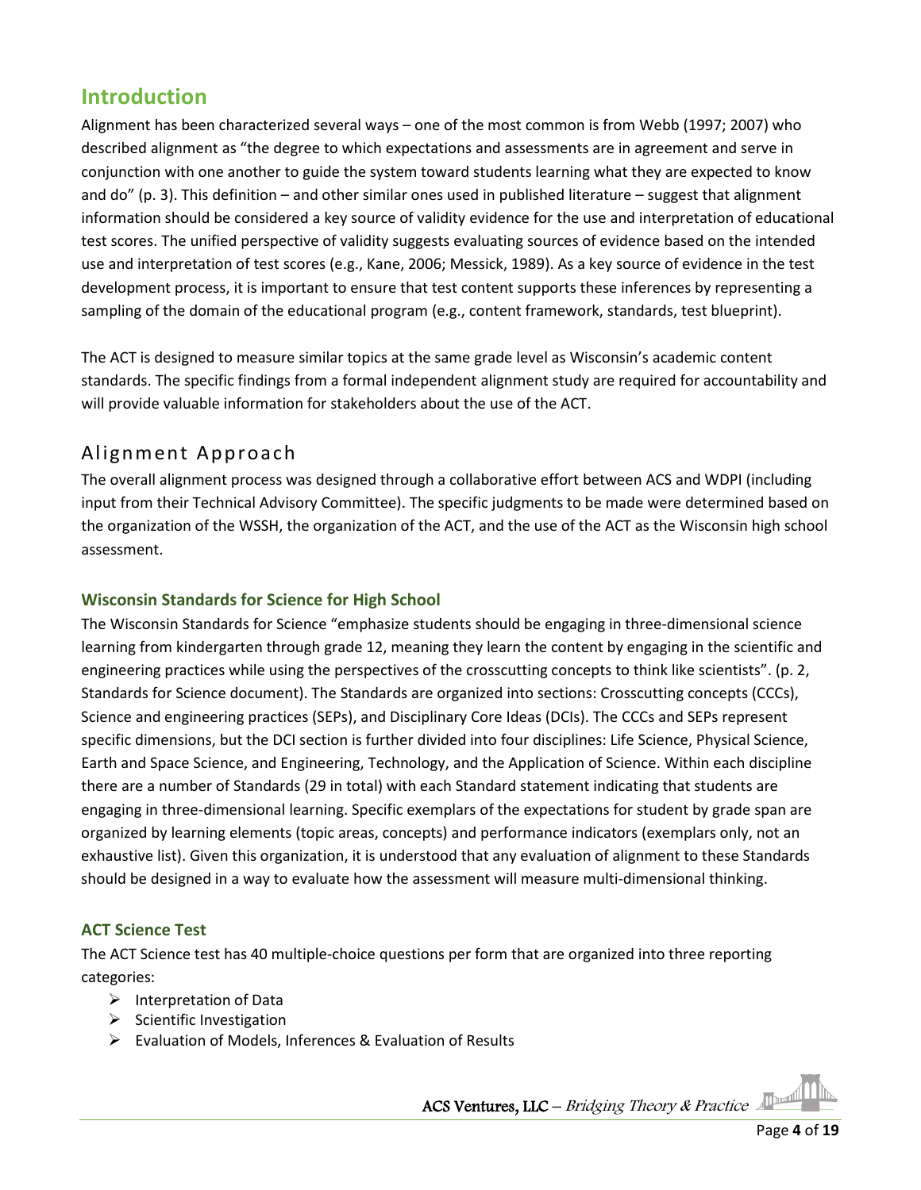## Introduction

Alignment has been characterized several ways – one of the most common is from Webb (1997; 2007) who described alignment as "the degree to which expectations and assessments are in agreement and serve in conjunction with one another to guide the system toward students learning what they are expected to know and do" (p. 3). This definition – and other similar ones used in published literature – suggest that alignment information should be considered a key source of validity evidence for the use and interpretation of educational test scores. The unified perspective of validity suggests evaluating sources of evidence based on the intended use and interpretation of test scores (e.g., Kane, 2006; Messick, 1989). As a key source of evidence in the test development process, it is important to ensure that test content supports these inferences by representing a sampling of the domain of the educational program (e.g., content framework, standards, test blueprint).

The ACT is designed to measure similar topics at the same grade level as Wisconsin's academic content standards. The specific findings from a formal independent alignment study are required for accountability and will provide valuable information for stakeholders about the use of the ACT.

## Alignment Approach

The overall alignment process was designed through a collaborative effort between ACS and WDPI (including input from their Technical Advisory Committee). The specific judgments to be made were determined based on the organization of the WSSH, the organization of the ACT, and the use of the ACT as the Wisconsin high school assessment.

### Wisconsin Standards for Science for High School

The Wisconsin Standards for Science "emphasize students should be engaging in three-dimensional science learning from kindergarten through grade 12, meaning they learn the content by engaging in the scientific and engineering practices while using the perspectives of the crosscutting concepts to think like scientists". (p. 2, Standards for Science document). The Standards are organized into sections: Crosscutting concepts (CCCs), Science and engineering practices (SEPs), and Disciplinary Core Ideas (DCIs). The CCCs and SEPs represent specific dimensions, but the DCI section is further divided into four disciplines: Life Science, Physical Science, Earth and Space Science, and Engineering, Technology, and the Application of Science. Within each discipline there are a number of Standards (29 in total) with each Standard statement indicating that students are engaging in three-dimensional learning. Specific exemplars of the expectations for student by grade span are organized by learning elements (topic areas, concepts) and performance indicators (exemplars only, not an exhaustive list). Given this organization, it is understood that any evaluation of alignment to these Standards should be designed in a way to evaluate how the assessment will measure multi-dimensional thinking.

### ACT Science Test

The ACT Science test has 40 multiple-choice questions per form that are organized into three reporting categories:

- Interpretation of Data
- Scientific Investigation
- Evaluation of Models, Inferences & Evaluation of Results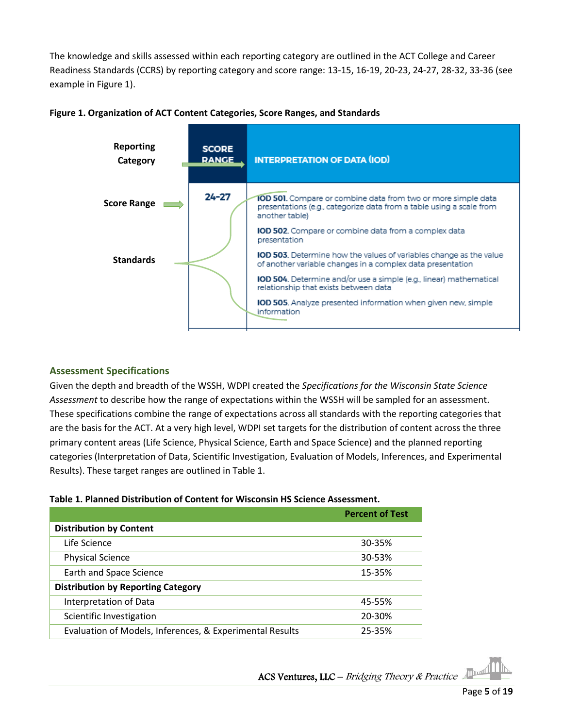The knowledge and skills assessed within each reporting category are outlined in the ACT College and Career Readiness Standards (CCRS) by reporting category and score range: 13-15, 16-19, 20-23, 24-27, 28-32, 33-36 (see example in Figure 1).

**Figure 1. Organization of ACT Content Categories, Score Ranges, and Standards**

| | SCORE RANGE | INTERPRETATION OF DATA (IOD) |
|---|---|---|
| **Reporting Category** → | | |
| **Score Range** → | 24-27 | **IOD 501.** Compare or combine data from two or more simple data presentations (e.g., categorize data from a table using a scale from another table) |
| **Standards** | | **IOD 502.** Compare or combine data from a complex data presentation |
| | | **IOD 503.** Determine how the values of variables change as the value of another variable changes in a complex data presentation |
| | | **IOD 504.** Determine and/or use a simple (e.g., linear) mathematical relationship that exists between data |
| | | **IOD 505.** Analyze presented information when given new, simple information |

## Assessment Specifications

Given the depth and breadth of the WSSH, WDPI created the *Specifications for the Wisconsin State Science Assessment* to describe how the range of expectations within the WSSH will be sampled for an assessment. These specifications combine the range of expectations across all standards with the reporting categories that are the basis for the ACT. At a very high level, WDPI set targets for the distribution of content across the three primary content areas (Life Science, Physical Science, Earth and Space Science) and the planned reporting categories (Interpretation of Data, Scientific Investigation, Evaluation of Models, Inferences, and Experimental Results). These target ranges are outlined in Table 1.

**Table 1. Planned Distribution of Content for Wisconsin HS Science Assessment.**

| | Percent of Test |
|---|---|
| **Distribution by Content** | |
| Life Science | 30-35% |
| Physical Science | 30-53% |
| Earth and Space Science | 15-35% |
| **Distribution by Reporting Category** | |
| Interpretation of Data | 45-55% |
| Scientific Investigation | 20-30% |
| Evaluation of Models, Inferences, & Experimental Results | 25-35% |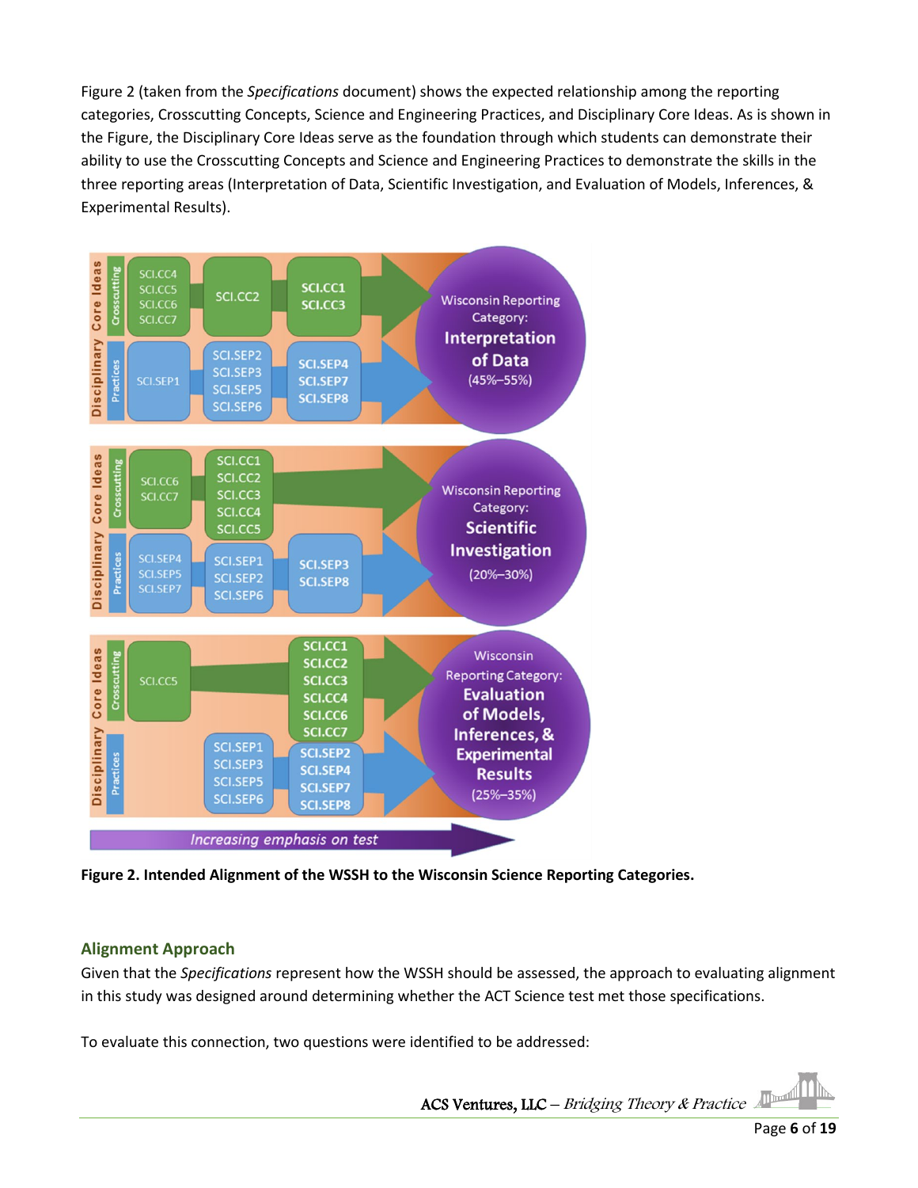Figure 2 (taken from the *Specifications* document) shows the expected relationship among the reporting categories, Crosscutting Concepts, Science and Engineering Practices, and Disciplinary Core Ideas. As is shown in the Figure, the Disciplinary Core Ideas serve as the foundation through which students can demonstrate their ability to use the Crosscutting Concepts and Science and Engineering Practices to demonstrate the skills in the three reporting areas (Interpretation of Data, Scientific Investigation, and Evaluation of Models, Inferences, & Experimental Results).

**Figure 2. Intended Alignment of the WSSH to the Wisconsin Science Reporting Categories.**

## Alignment Approach

Given that the *Specifications* represent how the WSSH should be assessed, the approach to evaluating alignment in this study was designed around determining whether the ACT Science test met those specifications.

To evaluate this connection, two questions were identified to be addressed: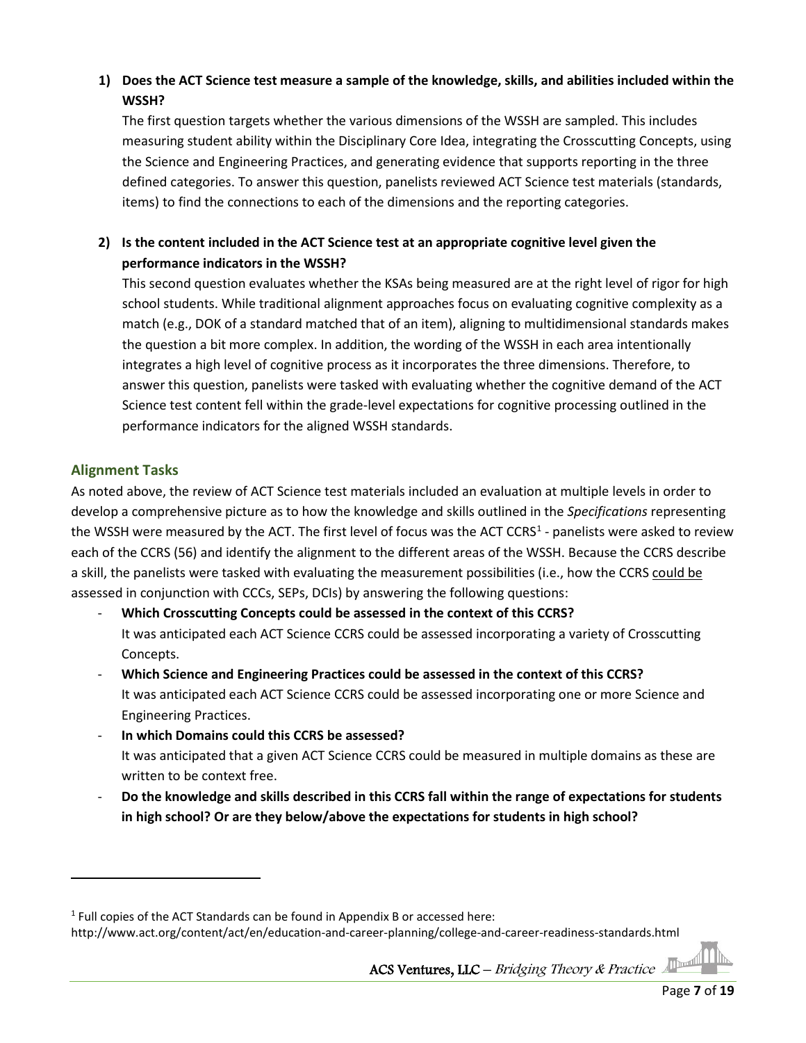1) **Does the ACT Science test measure a sample of the knowledge, skills, and abilities included within the WSSH?**

   The first question targets whether the various dimensions of the WSSH are sampled. This includes measuring student ability within the Disciplinary Core Idea, integrating the Crosscutting Concepts, using the Science and Engineering Practices, and generating evidence that supports reporting in the three defined categories. To answer this question, panelists reviewed ACT Science test materials (standards, items) to find the connections to each of the dimensions and the reporting categories.

2) **Is the content included in the ACT Science test at an appropriate cognitive level given the performance indicators in the WSSH?**

   This second question evaluates whether the KSAs being measured are at the right level of rigor for high school students. While traditional alignment approaches focus on evaluating cognitive complexity as a match (e.g., DOK of a standard matched that of an item), aligning to multidimensional standards makes the question a bit more complex. In addition, the wording of the WSSH in each area intentionally integrates a high level of cognitive process as it incorporates the three dimensions. Therefore, to answer this question, panelists were tasked with evaluating whether the cognitive demand of the ACT Science test content fell within the grade-level expectations for cognitive processing outlined in the performance indicators for the aligned WSSH standards.

## Alignment Tasks

As noted above, the review of ACT Science test materials included an evaluation at multiple levels in order to develop a comprehensive picture as to how the knowledge and skills outlined in the *Specifications* representing the WSSH were measured by the ACT. The first level of focus was the ACT CCRS[1] - panelists were asked to review each of the CCRS (56) and identify the alignment to the different areas of the WSSH. Because the CCRS describe a skill, the panelists were tasked with evaluating the measurement possibilities (i.e., how the CCRS could be assessed in conjunction with CCCs, SEPs, DCIs) by answering the following questions:

- **Which Crosscutting Concepts could be assessed in the context of this CCRS?**
  It was anticipated each ACT Science CCRS could be assessed incorporating a variety of Crosscutting Concepts.
- **Which Science and Engineering Practices could be assessed in the context of this CCRS?**
  It was anticipated each ACT Science CCRS could be assessed incorporating one or more Science and Engineering Practices.
- **In which Domains could this CCRS be assessed?**
  It was anticipated that a given ACT Science CCRS could be measured in multiple domains as these are written to be context free.
- **Do the knowledge and skills described in this CCRS fall within the range of expectations for students in high school? Or are they below/above the expectations for students in high school?**

---

[1] Full copies of the ACT Standards can be found in Appendix B or accessed here:
http://www.act.org/content/act/en/education-and-career-planning/college-and-career-readiness-standards.html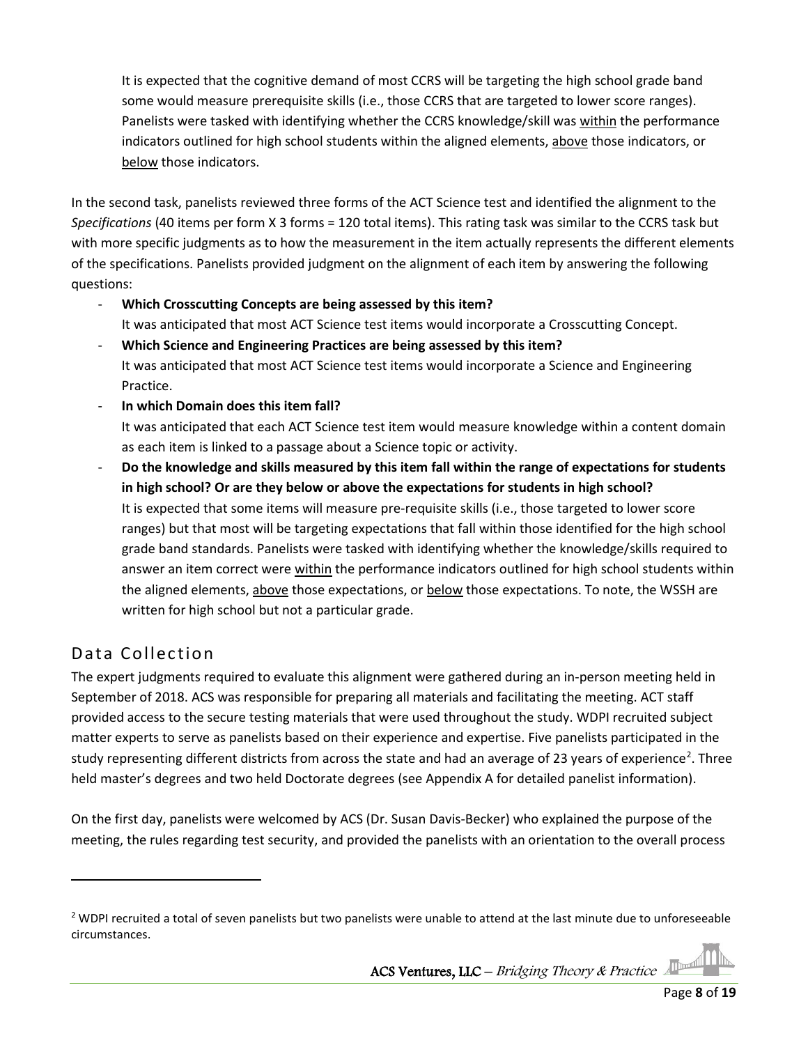It is expected that the cognitive demand of most CCRS will be targeting the high school grade band some would measure prerequisite skills (i.e., those CCRS that are targeted to lower score ranges). Panelists were tasked with identifying whether the CCRS knowledge/skill was <u>within</u> the performance indicators outlined for high school students within the aligned elements, <u>above</u> those indicators, or <u>below</u> those indicators.

In the second task, panelists reviewed three forms of the ACT Science test and identified the alignment to the *Specifications* (40 items per form X 3 forms = 120 total items). This rating task was similar to the CCRS task but with more specific judgments as to how the measurement in the item actually represents the different elements of the specifications. Panelists provided judgment on the alignment of each item by answering the following questions:

- **Which Crosscutting Concepts are being assessed by this item?**
  It was anticipated that most ACT Science test items would incorporate a Crosscutting Concept.
- **Which Science and Engineering Practices are being assessed by this item?**
  It was anticipated that most ACT Science test items would incorporate a Science and Engineering Practice.
- **In which Domain does this item fall?**
  It was anticipated that each ACT Science test item would measure knowledge within a content domain as each item is linked to a passage about a Science topic or activity.
- **Do the knowledge and skills measured by this item fall within the range of expectations for students in high school? Or are they below or above the expectations for students in high school?**
  It is expected that some items will measure pre-requisite skills (i.e., those targeted to lower score ranges) but that most will be targeting expectations that fall within those identified for the high school grade band standards. Panelists were tasked with identifying whether the knowledge/skills required to answer an item correct were <u>within</u> the performance indicators outlined for high school students within the aligned elements, <u>above</u> those expectations, or <u>below</u> those expectations. To note, the WSSH are written for high school but not a particular grade.

## Data Collection

The expert judgments required to evaluate this alignment were gathered during an in-person meeting held in September of 2018. ACS was responsible for preparing all materials and facilitating the meeting. ACT staff provided access to the secure testing materials that were used throughout the study. WDPI recruited subject matter experts to serve as panelists based on their experience and expertise. Five panelists participated in the study representing different districts from across the state and had an average of 23 years of experience[2]. Three held master's degrees and two held Doctorate degrees (see Appendix A for detailed panelist information).

On the first day, panelists were welcomed by ACS (Dr. Susan Davis-Becker) who explained the purpose of the meeting, the rules regarding test security, and provided the panelists with an orientation to the overall process

---

[2] WDPI recruited a total of seven panelists but two panelists were unable to attend at the last minute due to unforeseeable circumstances.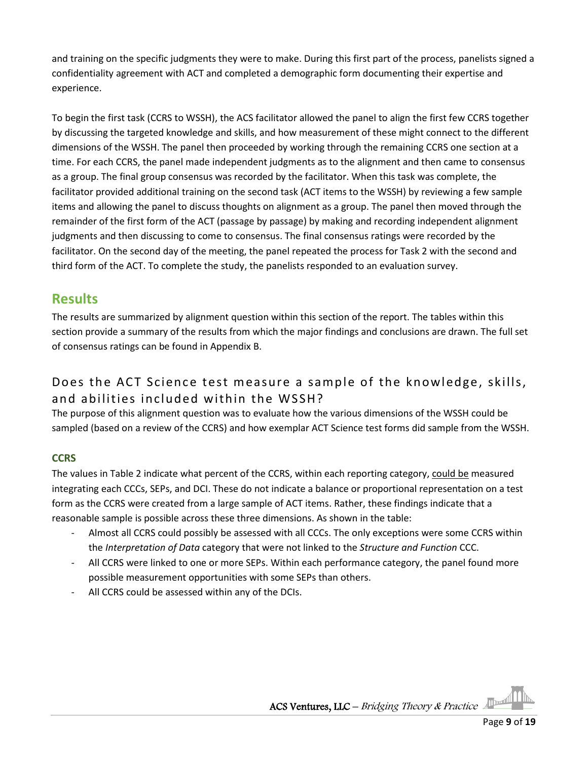and training on the specific judgments they were to make. During this first part of the process, panelists signed a confidentiality agreement with ACT and completed a demographic form documenting their expertise and experience.

To begin the first task (CCRS to WSSH), the ACS facilitator allowed the panel to align the first few CCRS together by discussing the targeted knowledge and skills, and how measurement of these might connect to the different dimensions of the WSSH. The panel then proceeded by working through the remaining CCRS one section at a time. For each CCRS, the panel made independent judgments as to the alignment and then came to consensus as a group. The final group consensus was recorded by the facilitator. When this task was complete, the facilitator provided additional training on the second task (ACT items to the WSSH) by reviewing a few sample items and allowing the panel to discuss thoughts on alignment as a group. The panel then moved through the remainder of the first form of the ACT (passage by passage) by making and recording independent alignment judgments and then discussing to come to consensus. The final consensus ratings were recorded by the facilitator. On the second day of the meeting, the panel repeated the process for Task 2 with the second and third form of the ACT. To complete the study, the panelists responded to an evaluation survey.

# Results

The results are summarized by alignment question within this section of the report. The tables within this section provide a summary of the results from which the major findings and conclusions are drawn. The full set of consensus ratings can be found in Appendix B.

## Does the ACT Science test measure a sample of the knowledge, skills, and abilities included within the WSSH?

The purpose of this alignment question was to evaluate how the various dimensions of the WSSH could be sampled (based on a review of the CCRS) and how exemplar ACT Science test forms did sample from the WSSH.

### CCRS

The values in Table 2 indicate what percent of the CCRS, within each reporting category, could be measured integrating each CCCs, SEPs, and DCI. These do not indicate a balance or proportional representation on a test form as the CCRS were created from a large sample of ACT items. Rather, these findings indicate that a reasonable sample is possible across these three dimensions. As shown in the table:

- Almost all CCRS could possibly be assessed with all CCCs. The only exceptions were some CCRS within the *Interpretation of Data* category that were not linked to the *Structure and Function* CCC.
- All CCRS were linked to one or more SEPs. Within each performance category, the panel found more possible measurement opportunities with some SEPs than others.
- All CCRS could be assessed within any of the DCIs.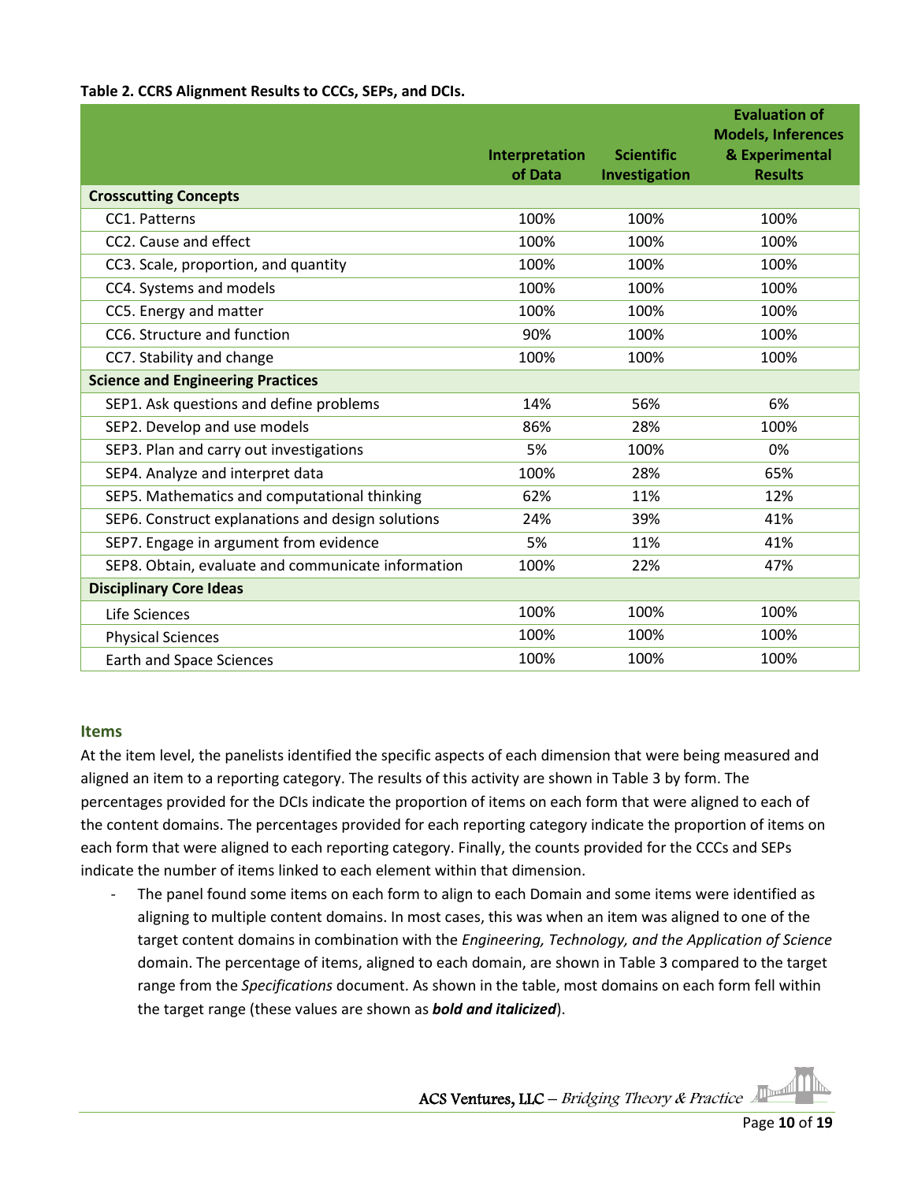**Table 2. CCRS Alignment Results to CCCs, SEPs, and DCIs.**

| | Interpretation of Data | Scientific Investigation | Evaluation of Models, Inferences & Experimental Results |
|---|---|---|---|
| **Crosscutting Concepts** | | | |
| CC1. Patterns | 100% | 100% | 100% |
| CC2. Cause and effect | 100% | 100% | 100% |
| CC3. Scale, proportion, and quantity | 100% | 100% | 100% |
| CC4. Systems and models | 100% | 100% | 100% |
| CC5. Energy and matter | 100% | 100% | 100% |
| CC6. Structure and function | 90% | 100% | 100% |
| CC7. Stability and change | 100% | 100% | 100% |
| **Science and Engineering Practices** | | | |
| SEP1. Ask questions and define problems | 14% | 56% | 6% |
| SEP2. Develop and use models | 86% | 28% | 100% |
| SEP3. Plan and carry out investigations | 5% | 100% | 0% |
| SEP4. Analyze and interpret data | 100% | 28% | 65% |
| SEP5. Mathematics and computational thinking | 62% | 11% | 12% |
| SEP6. Construct explanations and design solutions | 24% | 39% | 41% |
| SEP7. Engage in argument from evidence | 5% | 11% | 41% |
| SEP8. Obtain, evaluate and communicate information | 100% | 22% | 47% |
| **Disciplinary Core Ideas** | | | |
| Life Sciences | 100% | 100% | 100% |
| Physical Sciences | 100% | 100% | 100% |
| Earth and Space Sciences | 100% | 100% | 100% |

### Items

At the item level, the panelists identified the specific aspects of each dimension that were being measured and aligned an item to a reporting category. The results of this activity are shown in Table 3 by form. The percentages provided for the DCIs indicate the proportion of items on each form that were aligned to each of the content domains. The percentages provided for each reporting category indicate the proportion of items on each form that were aligned to each reporting category. Finally, the counts provided for the CCCs and SEPs indicate the number of items linked to each element within that dimension.

- The panel found some items on each form to align to each Domain and some items were identified as aligning to multiple content domains. In most cases, this was when an item was aligned to one of the target content domains in combination with the *Engineering, Technology, and the Application of Science* domain. The percentage of items, aligned to each domain, are shown in Table 3 compared to the target range from the *Specifications* document. As shown in the table, most domains on each form fell within the target range (these values are shown as ***bold and italicized***).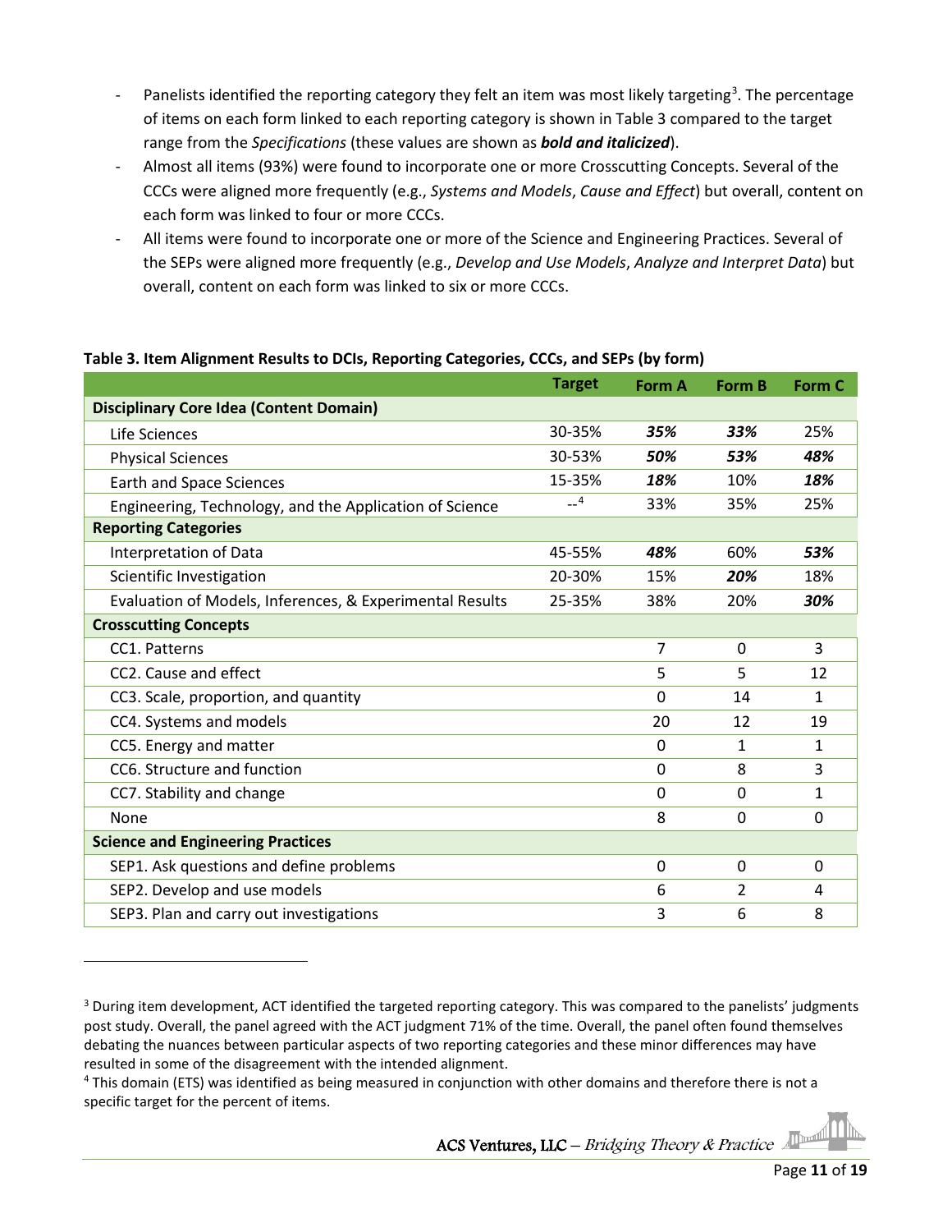- Panelists identified the reporting category they felt an item was most likely targeting[3]. The percentage of items on each form linked to each reporting category is shown in Table 3 compared to the target range from the *Specifications* (these values are shown as ***bold and italicized***).
- Almost all items (93%) were found to incorporate one or more Crosscutting Concepts. Several of the CCCs were aligned more frequently (e.g., *Systems and Models*, *Cause and Effect*) but overall, content on each form was linked to four or more CCCs.
- All items were found to incorporate one or more of the Science and Engineering Practices. Several of the SEPs were aligned more frequently (e.g., *Develop and Use Models*, *Analyze and Interpret Data*) but overall, content on each form was linked to six or more CCCs.

**Table 3. Item Alignment Results to DCIs, Reporting Categories, CCCs, and SEPs (by form)**

| | Target | Form A | Form B | Form C |
|---|---|---|---|---|
| **Disciplinary Core Idea (Content Domain)** | | | | |
| Life Sciences | 30-35% | ***35%*** | ***33%*** | 25% |
| Physical Sciences | 30-53% | ***50%*** | ***53%*** | ***48%*** |
| Earth and Space Sciences | 15-35% | ***18%*** | 10% | ***18%*** |
| Engineering, Technology, and the Application of Science | --[4] | 33% | 35% | 25% |
| **Reporting Categories** | | | | |
| Interpretation of Data | 45-55% | ***48%*** | 60% | ***53%*** |
| Scientific Investigation | 20-30% | 15% | ***20%*** | 18% |
| Evaluation of Models, Inferences, & Experimental Results | 25-35% | 38% | 20% | ***30%*** |
| **Crosscutting Concepts** | | | | |
| CC1. Patterns | | 7 | 0 | 3 |
| CC2. Cause and effect | | 5 | 5 | 12 |
| CC3. Scale, proportion, and quantity | | 0 | 14 | 1 |
| CC4. Systems and models | | 20 | 12 | 19 |
| CC5. Energy and matter | | 0 | 1 | 1 |
| CC6. Structure and function | | 0 | 8 | 3 |
| CC7. Stability and change | | 0 | 0 | 1 |
| None | | 8 | 0 | 0 |
| **Science and Engineering Practices** | | | | |
| SEP1. Ask questions and define problems | | 0 | 0 | 0 |
| SEP2. Develop and use models | | 6 | 2 | 4 |
| SEP3. Plan and carry out investigations | | 3 | 6 | 8 |

[3] During item development, ACT identified the targeted reporting category. This was compared to the panelists' judgments post study. Overall, the panel agreed with the ACT judgment 71% of the time. Overall, the panel often found themselves debating the nuances between particular aspects of two reporting categories and these minor differences may have resulted in some of the disagreement with the intended alignment.

[4] This domain (ETS) was identified as being measured in conjunction with other domains and therefore there is not a specific target for the percent of items.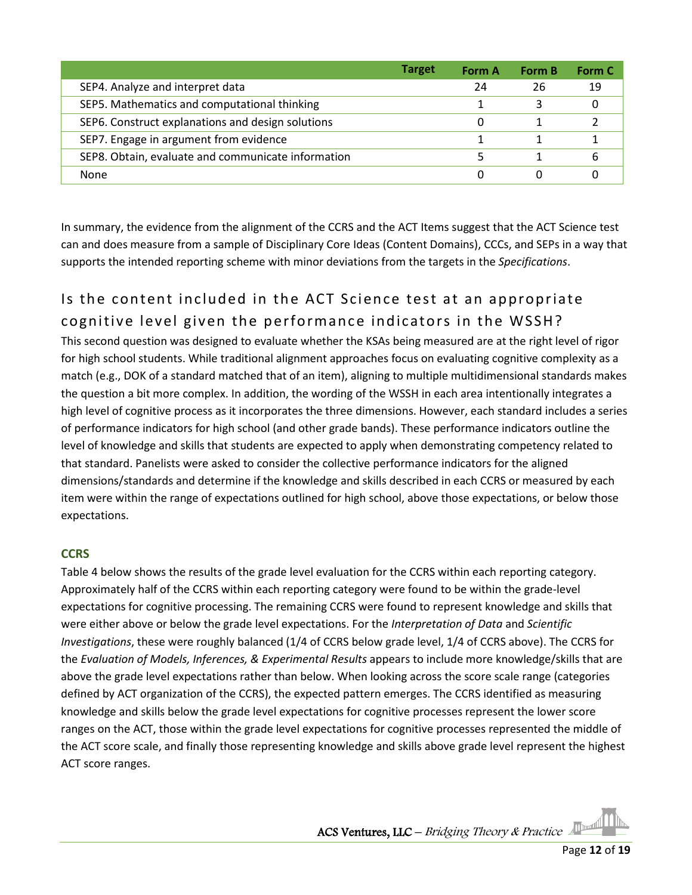| | Target | Form A | Form B | Form C |
|---|---|---|---|---|
| SEP4. Analyze and interpret data | | 24 | 26 | 19 |
| SEP5. Mathematics and computational thinking | | 1 | 3 | 0 |
| SEP6. Construct explanations and design solutions | | 0 | 1 | 2 |
| SEP7. Engage in argument from evidence | | 1 | 1 | 1 |
| SEP8. Obtain, evaluate and communicate information | | 5 | 1 | 6 |
| None | | 0 | 0 | 0 |

In summary, the evidence from the alignment of the CCRS and the ACT Items suggest that the ACT Science test can and does measure from a sample of Disciplinary Core Ideas (Content Domains), CCCs, and SEPs in a way that supports the intended reporting scheme with minor deviations from the targets in the *Specifications*.

## Is the content included in the ACT Science test at an appropriate cognitive level given the performance indicators in the WSSH?

This second question was designed to evaluate whether the KSAs being measured are at the right level of rigor for high school students. While traditional alignment approaches focus on evaluating cognitive complexity as a match (e.g., DOK of a standard matched that of an item), aligning to multiple multidimensional standards makes the question a bit more complex. In addition, the wording of the WSSH in each area intentionally integrates a high level of cognitive process as it incorporates the three dimensions. However, each standard includes a series of performance indicators for high school (and other grade bands). These performance indicators outline the level of knowledge and skills that students are expected to apply when demonstrating competency related to that standard. Panelists were asked to consider the collective performance indicators for the aligned dimensions/standards and determine if the knowledge and skills described in each CCRS or measured by each item were within the range of expectations outlined for high school, above those expectations, or below those expectations.

### CCRS

Table 4 below shows the results of the grade level evaluation for the CCRS within each reporting category. Approximately half of the CCRS within each reporting category were found to be within the grade-level expectations for cognitive processing. The remaining CCRS were found to represent knowledge and skills that were either above or below the grade level expectations. For the *Interpretation of Data* and *Scientific Investigations*, these were roughly balanced (1/4 of CCRS below grade level, 1/4 of CCRS above). The CCRS for the *Evaluation of Models, Inferences, & Experimental Results* appears to include more knowledge/skills that are above the grade level expectations rather than below. When looking across the score scale range (categories defined by ACT organization of the CCRS), the expected pattern emerges. The CCRS identified as measuring knowledge and skills below the grade level expectations for cognitive processes represent the lower score ranges on the ACT, those within the grade level expectations for cognitive processes represented the middle of the ACT score scale, and finally those representing knowledge and skills above grade level represent the highest ACT score ranges.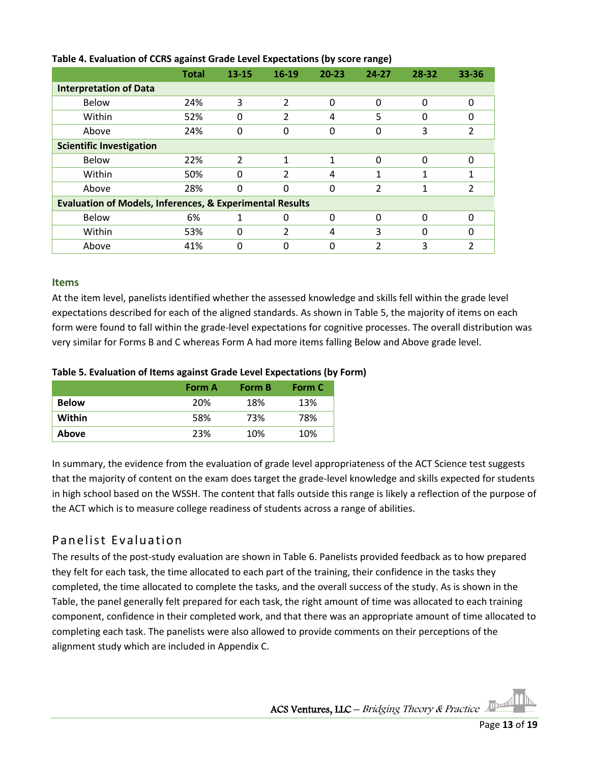**Table 4. Evaluation of CCRS against Grade Level Expectations (by score range)**

| | Total | 13-15 | 16-19 | 20-23 | 24-27 | 28-32 | 33-36 |
|---|---|---|---|---|---|---|---|
| **Interpretation of Data** | | | | | | | |
| Below | 24% | 3 | 2 | 0 | 0 | 0 | 0 |
| Within | 52% | 0 | 2 | 4 | 5 | 0 | 0 |
| Above | 24% | 0 | 0 | 0 | 0 | 3 | 2 |
| **Scientific Investigation** | | | | | | | |
| Below | 22% | 2 | 1 | 1 | 0 | 0 | 0 |
| Within | 50% | 0 | 2 | 4 | 1 | 1 | 1 |
| Above | 28% | 0 | 0 | 0 | 2 | 1 | 2 |
| **Evaluation of Models, Inferences, & Experimental Results** | | | | | | | |
| Below | 6% | 1 | 0 | 0 | 0 | 0 | 0 |
| Within | 53% | 0 | 2 | 4 | 3 | 0 | 0 |
| Above | 41% | 0 | 0 | 0 | 2 | 3 | 2 |

### Items

At the item level, panelists identified whether the assessed knowledge and skills fell within the grade level expectations described for each of the aligned standards. As shown in Table 5, the majority of items on each form were found to fall within the grade-level expectations for cognitive processes. The overall distribution was very similar for Forms B and C whereas Form A had more items falling Below and Above grade level.

**Table 5. Evaluation of Items against Grade Level Expectations (by Form)**

| | Form A | Form B | Form C |
|---|---|---|---|
| **Below** | 20% | 18% | 13% |
| **Within** | 58% | 73% | 78% |
| **Above** | 23% | 10% | 10% |

In summary, the evidence from the evaluation of grade level appropriateness of the ACT Science test suggests that the majority of content on the exam does target the grade-level knowledge and skills expected for students in high school based on the WSSH. The content that falls outside this range is likely a reflection of the purpose of the ACT which is to measure college readiness of students across a range of abilities.

## Panelist Evaluation

The results of the post-study evaluation are shown in Table 6. Panelists provided feedback as to how prepared they felt for each task, the time allocated to each part of the training, their confidence in the tasks they completed, the time allocated to complete the tasks, and the overall success of the study. As is shown in the Table, the panel generally felt prepared for each task, the right amount of time was allocated to each training component, confidence in their completed work, and that there was an appropriate amount of time allocated to completing each task. The panelists were also allowed to provide comments on their perceptions of the alignment study which are included in Appendix C.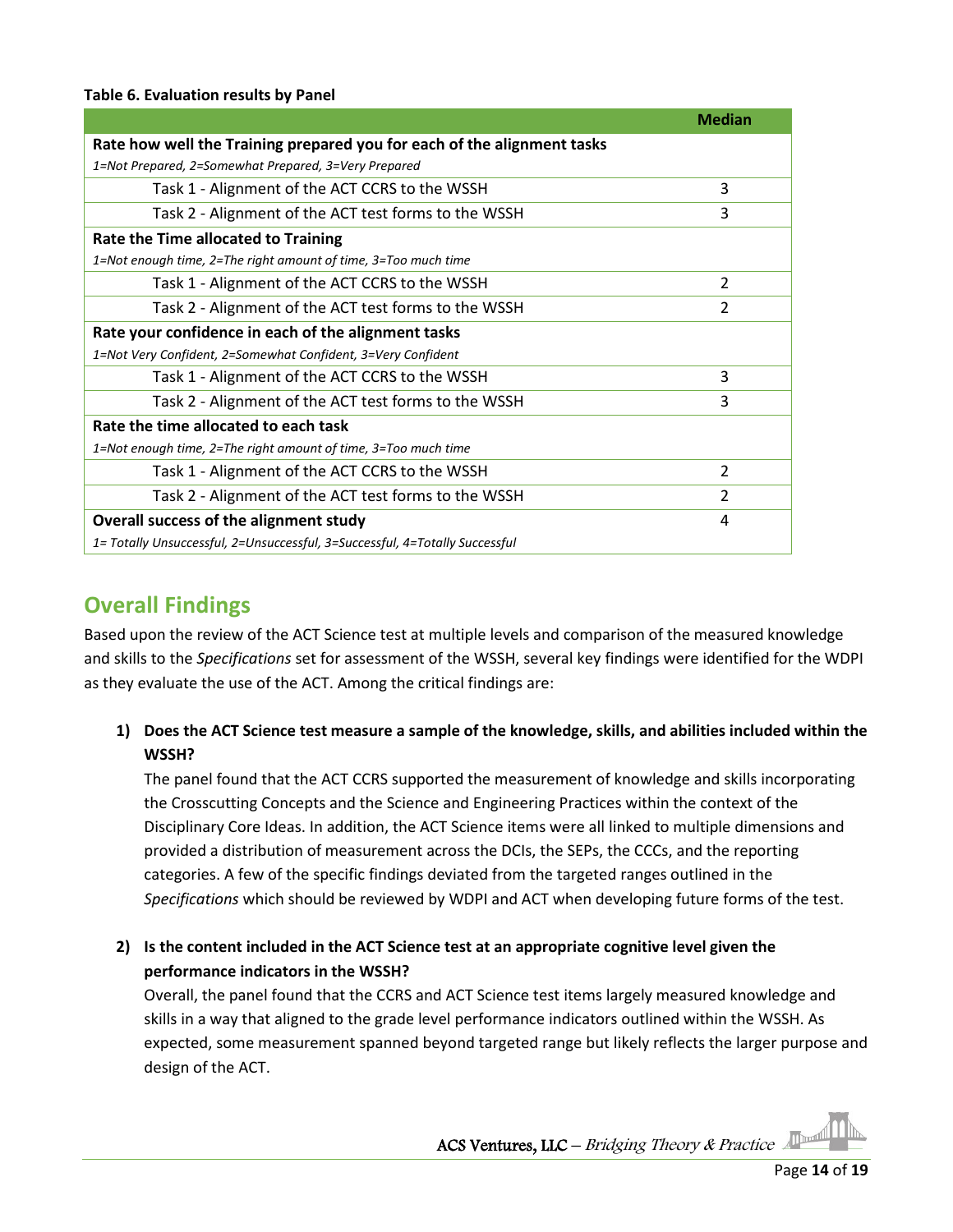**Table 6. Evaluation results by Panel**

| | Median |
|---|---|
| **Rate how well the Training prepared you for each of the alignment tasks** | |
| *1=Not Prepared, 2=Somewhat Prepared, 3=Very Prepared* | |
| Task 1 - Alignment of the ACT CCRS to the WSSH | 3 |
| Task 2 - Alignment of the ACT test forms to the WSSH | 3 |
| **Rate the Time allocated to Training** | |
| *1=Not enough time, 2=The right amount of time, 3=Too much time* | |
| Task 1 - Alignment of the ACT CCRS to the WSSH | 2 |
| Task 2 - Alignment of the ACT test forms to the WSSH | 2 |
| **Rate your confidence in each of the alignment tasks** | |
| *1=Not Very Confident, 2=Somewhat Confident, 3=Very Confident* | |
| Task 1 - Alignment of the ACT CCRS to the WSSH | 3 |
| Task 2 - Alignment of the ACT test forms to the WSSH | 3 |
| **Rate the time allocated to each task** | |
| *1=Not enough time, 2=The right amount of time, 3=Too much time* | |
| Task 1 - Alignment of the ACT CCRS to the WSSH | 2 |
| Task 2 - Alignment of the ACT test forms to the WSSH | 2 |
| **Overall success of the alignment study** | 4 |
| *1= Totally Unsuccessful, 2=Unsuccessful, 3=Successful, 4=Totally Successful* | |

## Overall Findings

Based upon the review of the ACT Science test at multiple levels and comparison of the measured knowledge and skills to the *Specifications* set for assessment of the WSSH, several key findings were identified for the WDPI as they evaluate the use of the ACT. Among the critical findings are:

1) **Does the ACT Science test measure a sample of the knowledge, skills, and abilities included within the WSSH?**
   The panel found that the ACT CCRS supported the measurement of knowledge and skills incorporating the Crosscutting Concepts and the Science and Engineering Practices within the context of the Disciplinary Core Ideas. In addition, the ACT Science items were all linked to multiple dimensions and provided a distribution of measurement across the DCIs, the SEPs, the CCCs, and the reporting categories. A few of the specific findings deviated from the targeted ranges outlined in the *Specifications* which should be reviewed by WDPI and ACT when developing future forms of the test.

2) **Is the content included in the ACT Science test at an appropriate cognitive level given the performance indicators in the WSSH?**
   Overall, the panel found that the CCRS and ACT Science test items largely measured knowledge and skills in a way that aligned to the grade level performance indicators outlined within the WSSH. As expected, some measurement spanned beyond targeted range but likely reflects the larger purpose and design of the ACT.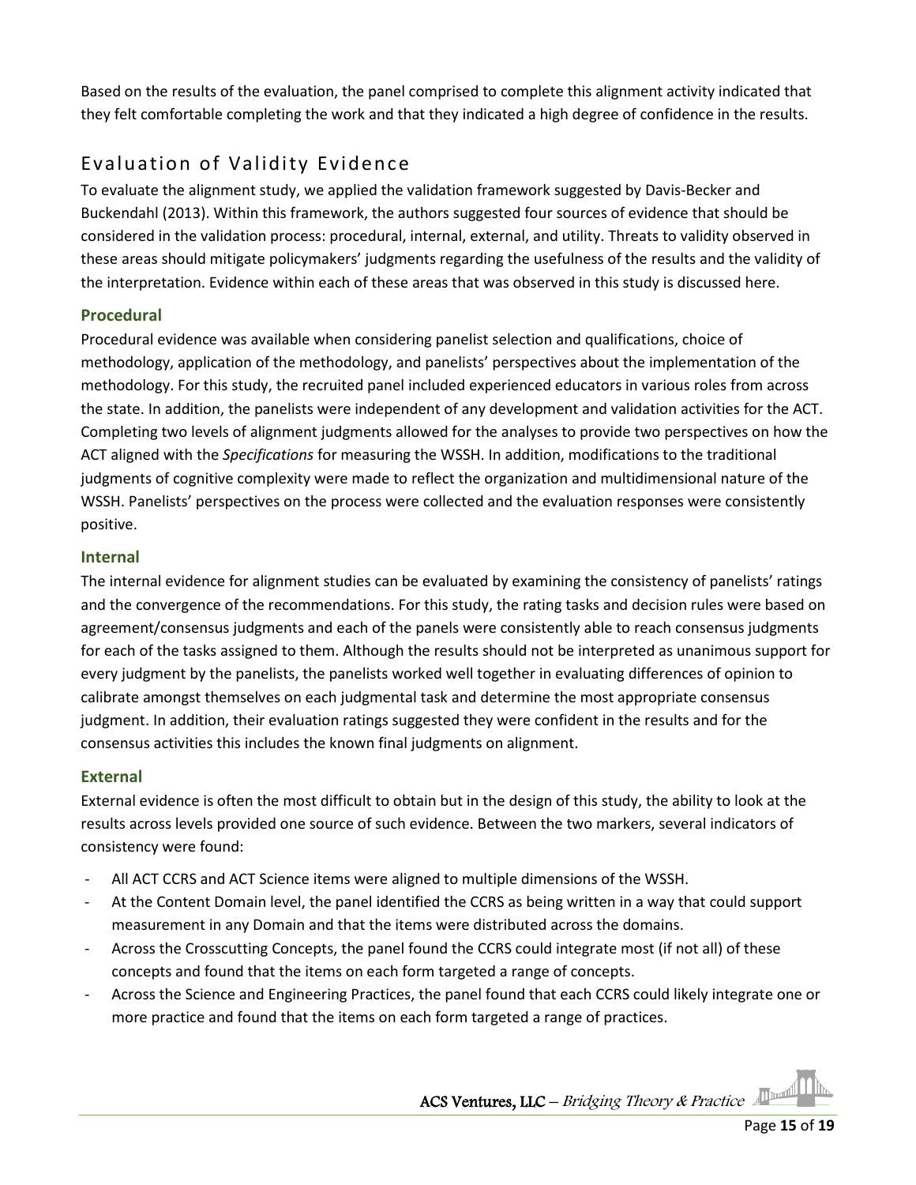Based on the results of the evaluation, the panel comprised to complete this alignment activity indicated that they felt comfortable completing the work and that they indicated a high degree of confidence in the results.

## Evaluation of Validity Evidence

To evaluate the alignment study, we applied the validation framework suggested by Davis-Becker and Buckendahl (2013). Within this framework, the authors suggested four sources of evidence that should be considered in the validation process: procedural, internal, external, and utility. Threats to validity observed in these areas should mitigate policymakers' judgments regarding the usefulness of the results and the validity of the interpretation. Evidence within each of these areas that was observed in this study is discussed here.

### Procedural

Procedural evidence was available when considering panelist selection and qualifications, choice of methodology, application of the methodology, and panelists' perspectives about the implementation of the methodology. For this study, the recruited panel included experienced educators in various roles from across the state. In addition, the panelists were independent of any development and validation activities for the ACT. Completing two levels of alignment judgments allowed for the analyses to provide two perspectives on how the ACT aligned with the *Specifications* for measuring the WSSH. In addition, modifications to the traditional judgments of cognitive complexity were made to reflect the organization and multidimensional nature of the WSSH. Panelists' perspectives on the process were collected and the evaluation responses were consistently positive.

### Internal

The internal evidence for alignment studies can be evaluated by examining the consistency of panelists' ratings and the convergence of the recommendations. For this study, the rating tasks and decision rules were based on agreement/consensus judgments and each of the panels were consistently able to reach consensus judgments for each of the tasks assigned to them. Although the results should not be interpreted as unanimous support for every judgment by the panelists, the panelists worked well together in evaluating differences of opinion to calibrate amongst themselves on each judgmental task and determine the most appropriate consensus judgment. In addition, their evaluation ratings suggested they were confident in the results and for the consensus activities this includes the known final judgments on alignment.

### External

External evidence is often the most difficult to obtain but in the design of this study, the ability to look at the results across levels provided one source of such evidence. Between the two markers, several indicators of consistency were found:

- All ACT CCRS and ACT Science items were aligned to multiple dimensions of the WSSH.
- At the Content Domain level, the panel identified the CCRS as being written in a way that could support measurement in any Domain and that the items were distributed across the domains.
- Across the Crosscutting Concepts, the panel found the CCRS could integrate most (if not all) of these concepts and found that the items on each form targeted a range of concepts.
- Across the Science and Engineering Practices, the panel found that each CCRS could likely integrate one or more practice and found that the items on each form targeted a range of practices.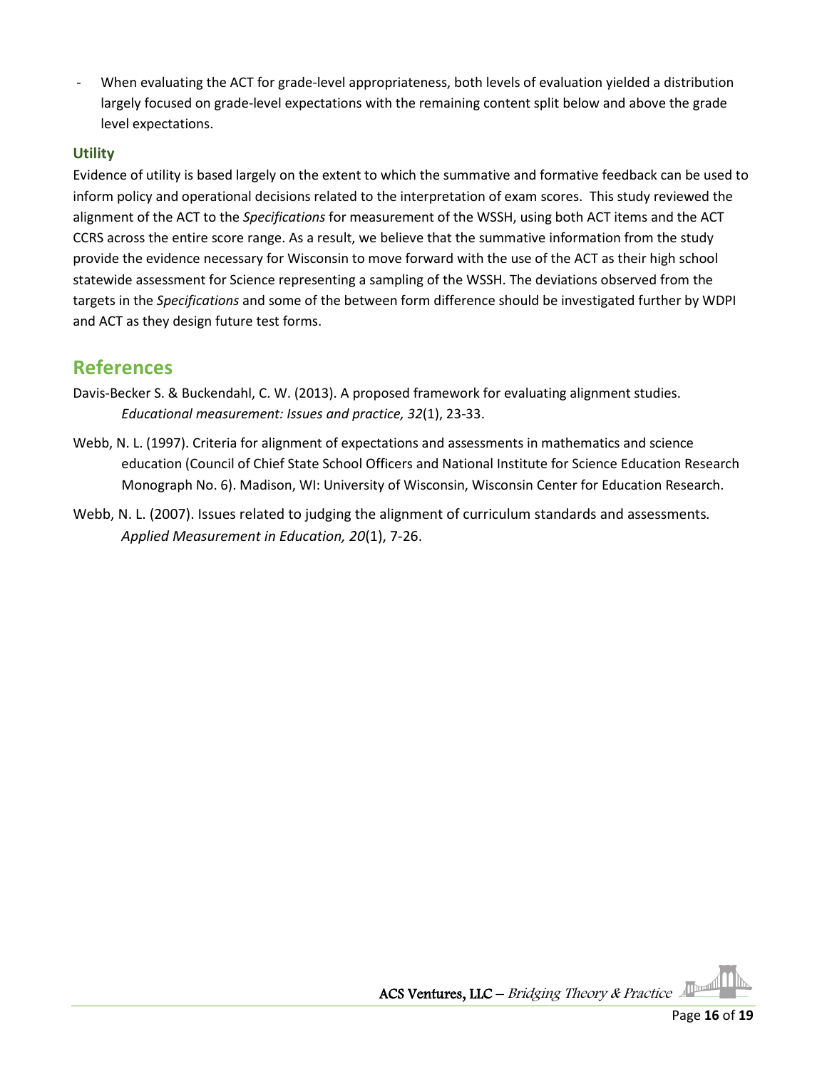- When evaluating the ACT for grade-level appropriateness, both levels of evaluation yielded a distribution largely focused on grade-level expectations with the remaining content split below and above the grade level expectations.

### Utility

Evidence of utility is based largely on the extent to which the summative and formative feedback can be used to inform policy and operational decisions related to the interpretation of exam scores. This study reviewed the alignment of the ACT to the *Specifications* for measurement of the WSSH, using both ACT items and the ACT CCRS across the entire score range. As a result, we believe that the summative information from the study provide the evidence necessary for Wisconsin to move forward with the use of the ACT as their high school statewide assessment for Science representing a sampling of the WSSH. The deviations observed from the targets in the *Specifications* and some of the between form difference should be investigated further by WDPI and ACT as they design future test forms.

## References

Davis-Becker S. & Buckendahl, C. W. (2013). A proposed framework for evaluating alignment studies. *Educational measurement: Issues and practice, 32*(1), 23-33.

Webb, N. L. (1997). Criteria for alignment of expectations and assessments in mathematics and science education (Council of Chief State School Officers and National Institute for Science Education Research Monograph No. 6). Madison, WI: University of Wisconsin, Wisconsin Center for Education Research.

Webb, N. L. (2007). Issues related to judging the alignment of curriculum standards and assessments. *Applied Measurement in Education, 20*(1), 7-26.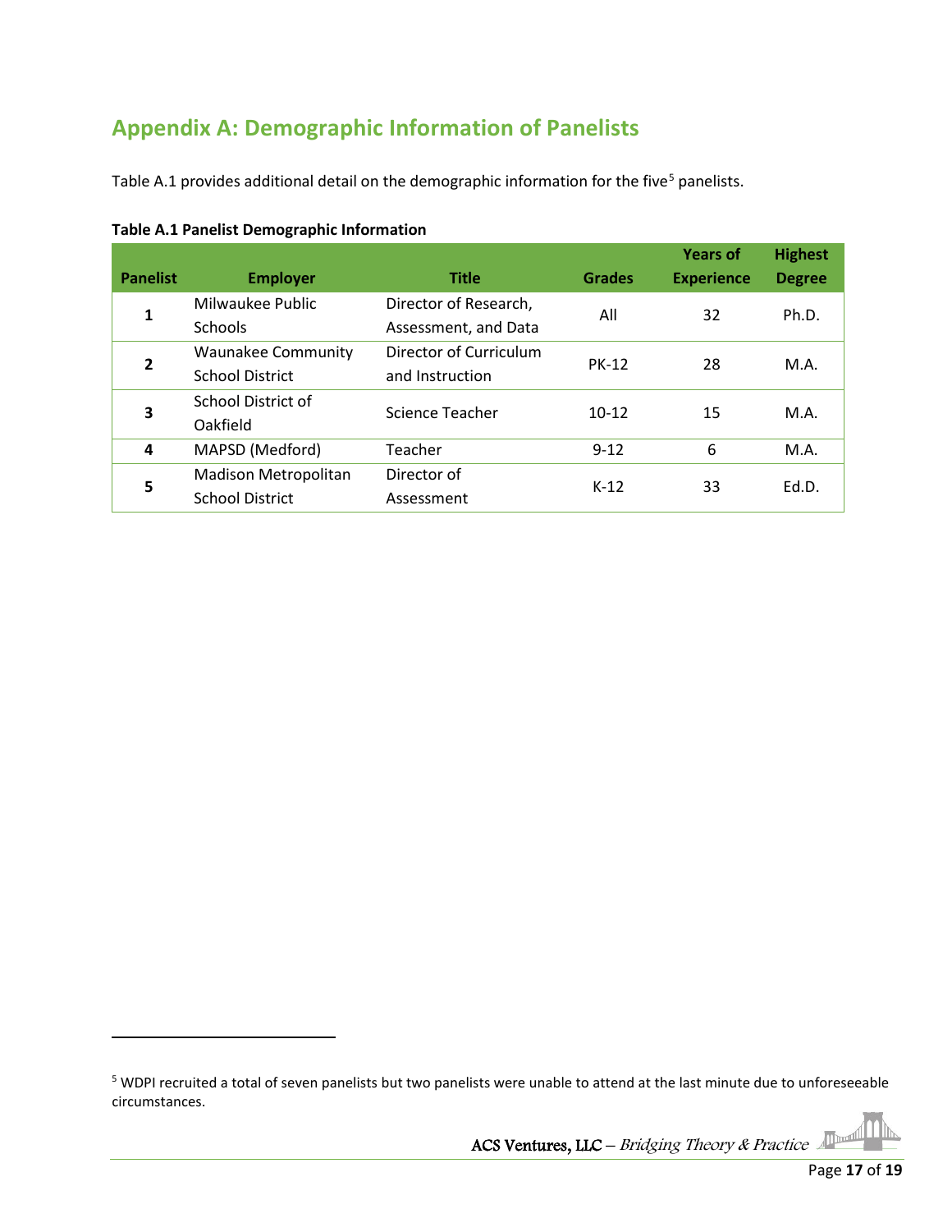## Appendix A: Demographic Information of Panelists

Table A.1 provides additional detail on the demographic information for the five[5] panelists.

**Table A.1 Panelist Demographic Information**

| Panelist | Employer | Title | Grades | Years of Experience | Highest Degree |
|---|---|---|---|---|---|
| 1 | Milwaukee Public Schools | Director of Research, Assessment, and Data | All | 32 | Ph.D. |
| 2 | Waunakee Community School District | Director of Curriculum and Instruction | PK-12 | 28 | M.A. |
| 3 | School District of Oakfield | Science Teacher | 10-12 | 15 | M.A. |
| 4 | MAPSD (Medford) | Teacher | 9-12 | 6 | M.A. |
| 5 | Madison Metropolitan School District | Director of Assessment | K-12 | 33 | Ed.D. |

[5] WDPI recruited a total of seven panelists but two panelists were unable to attend at the last minute due to unforeseeable circumstances.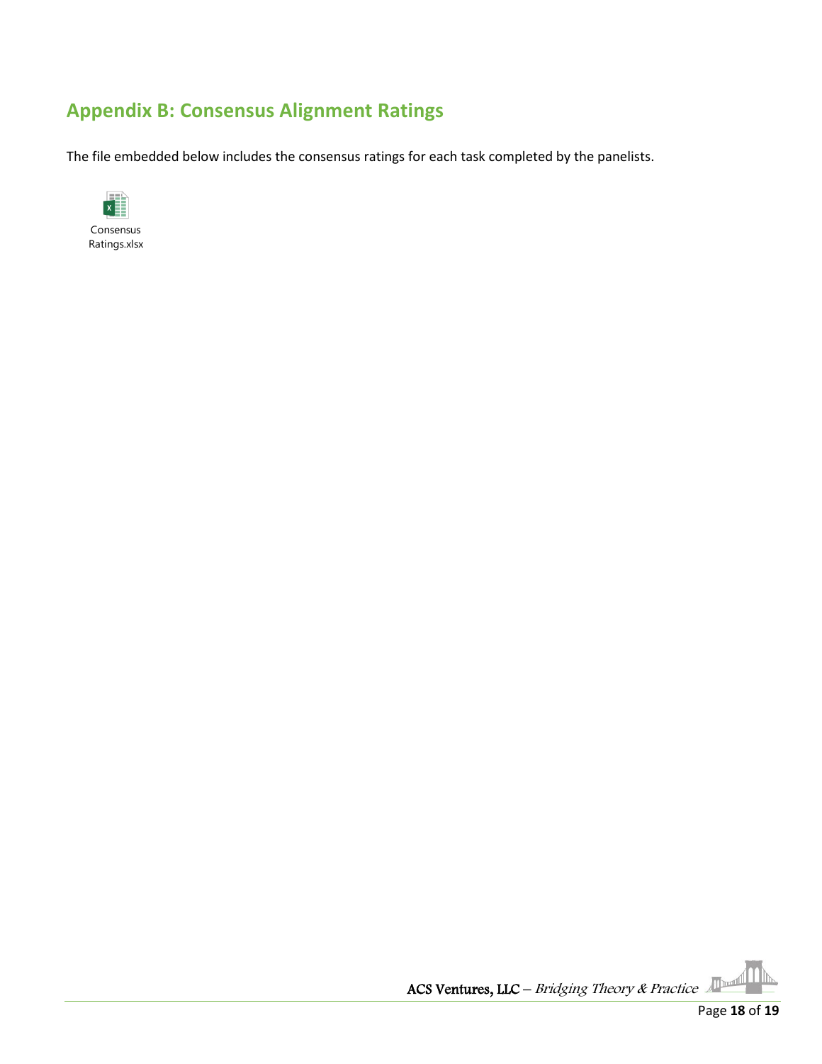## Appendix B: Consensus Alignment Ratings

The file embedded below includes the consensus ratings for each task completed by the panelists.

Consensus Ratings.xlsx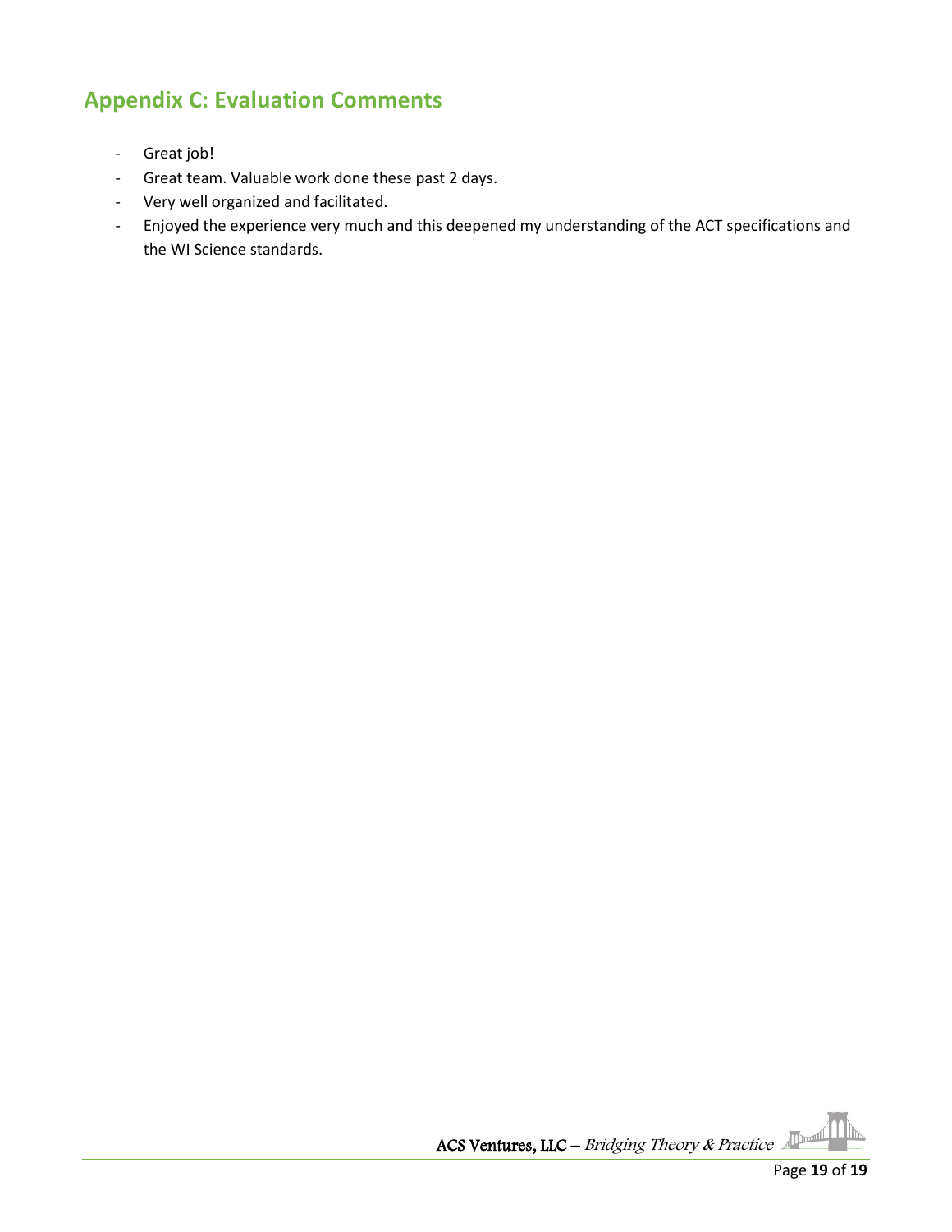## Appendix C: Evaluation Comments

- Great job!
- Great team. Valuable work done these past 2 days.
- Very well organized and facilitated.
- Enjoyed the experience very much and this deepened my understanding of the ACT specifications and the WI Science standards.